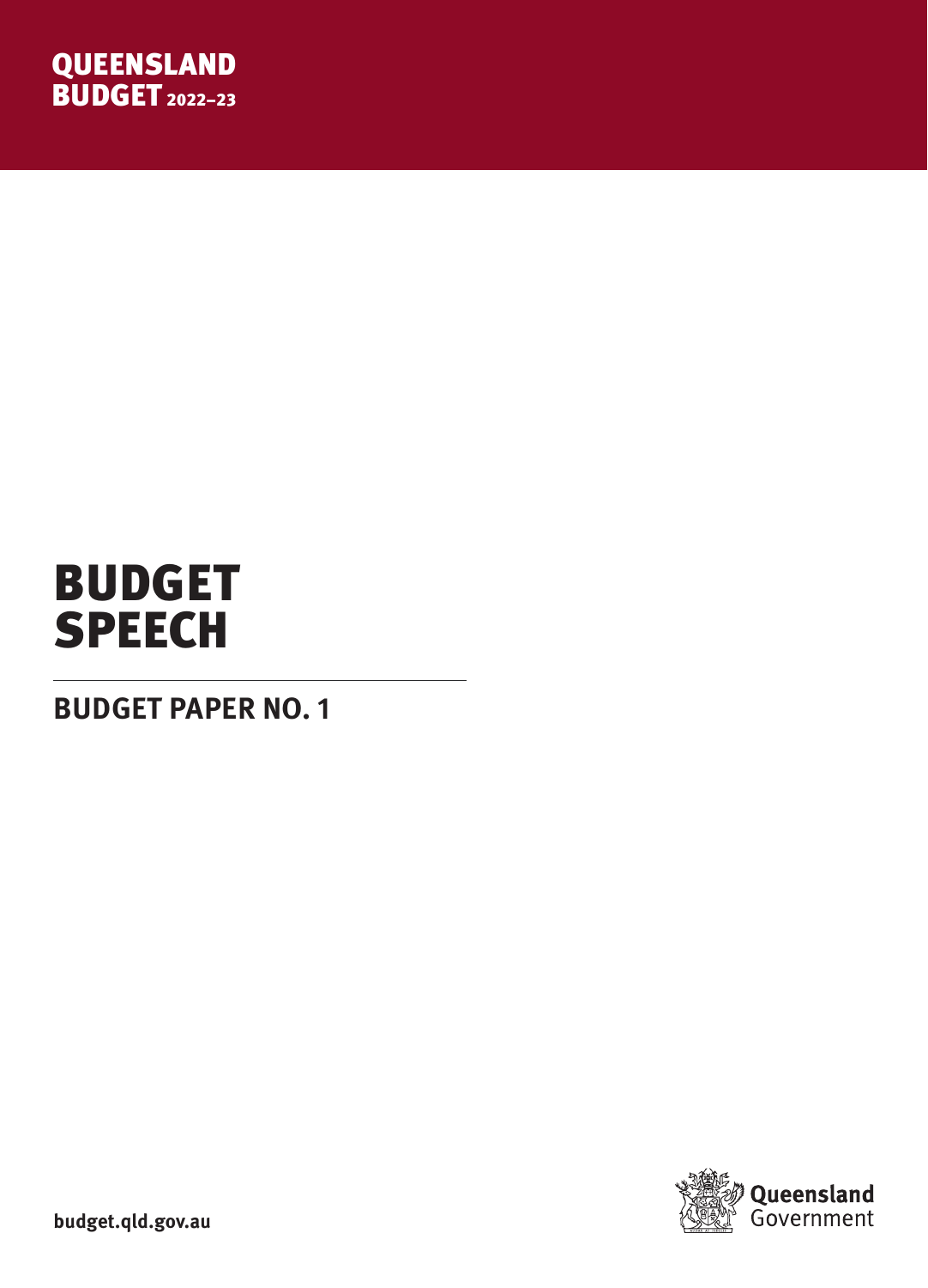QUEENSLAND
BUDGET 2022–23

# BUDGET SPEECH

## BUDGET PAPER NO. 1

budget.qld.gov.au

Queensland Government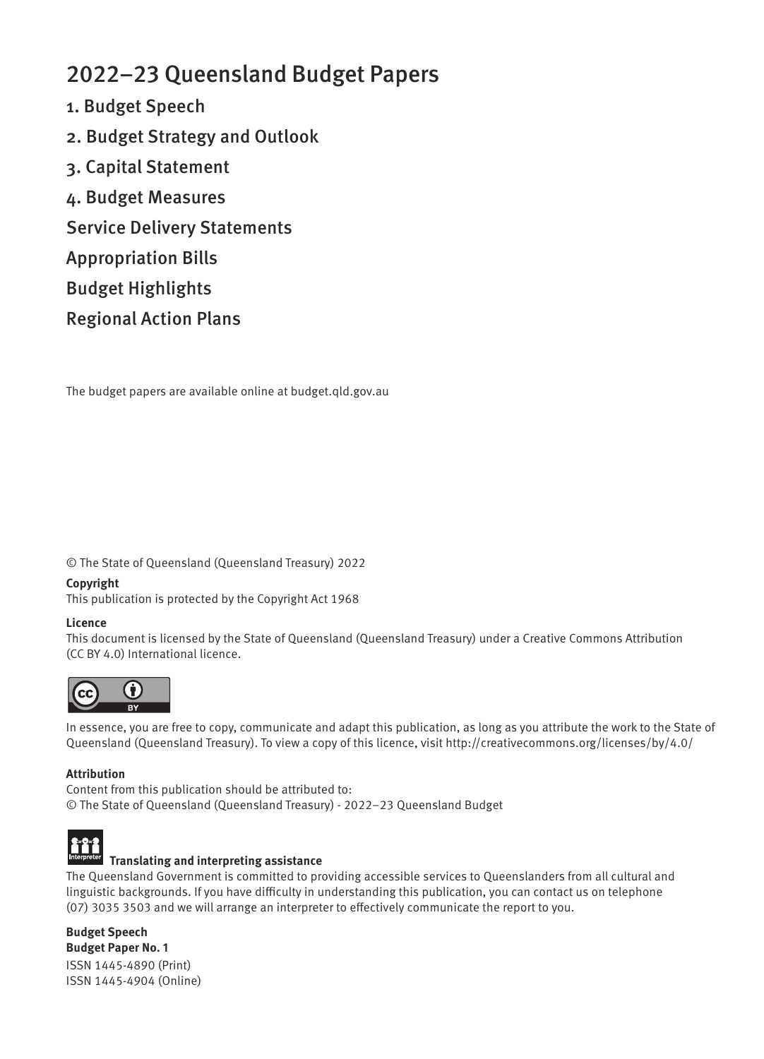# 2022–23 Queensland Budget Papers

1. Budget Speech
2. Budget Strategy and Outlook
3. Capital Statement
4. Budget Measures

Service Delivery Statements

Appropriation Bills

Budget Highlights

Regional Action Plans

The budget papers are available online at budget.qld.gov.au

© The State of Queensland (Queensland Treasury) 2022

**Copyright**

This publication is protected by the Copyright Act 1968

**Licence**

This document is licensed by the State of Queensland (Queensland Treasury) under a Creative Commons Attribution (CC BY 4.0) International licence.

In essence, you are free to copy, communicate and adapt this publication, as long as you attribute the work to the State of Queensland (Queensland Treasury). To view a copy of this licence, visit http://creativecommons.org/licenses/by/4.0/

**Attribution**

Content from this publication should be attributed to:
© The State of Queensland (Queensland Treasury) - 2022–23 Queensland Budget

**Translating and interpreting assistance**

The Queensland Government is committed to providing accessible services to Queenslanders from all cultural and linguistic backgrounds. If you have difficulty in understanding this publication, you can contact us on telephone (07) 3035 3503 and we will arrange an interpreter to effectively communicate the report to you.

**Budget Speech**
**Budget Paper No. 1**
ISSN 1445-4890 (Print)
ISSN 1445-4904 (Online)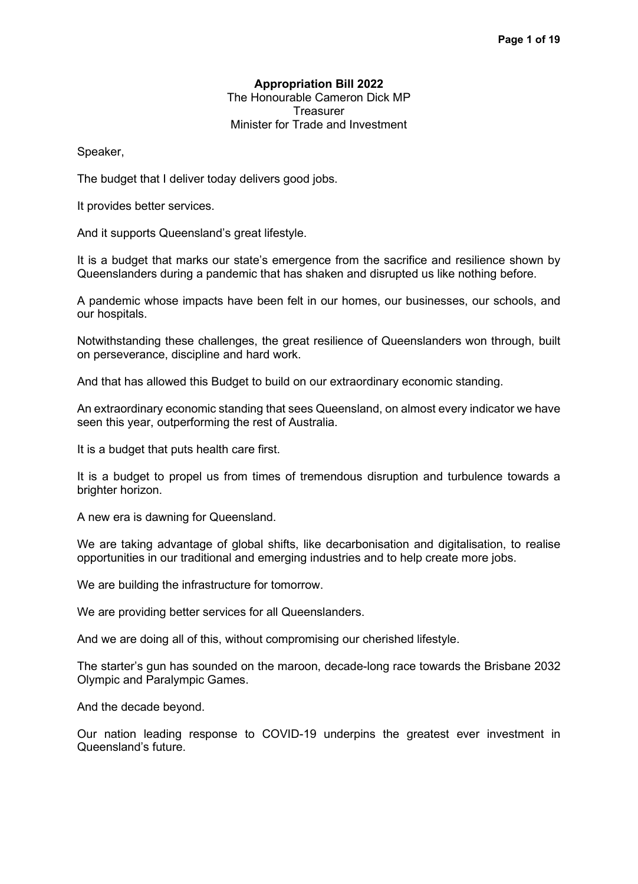**Appropriation Bill 2022**
The Honourable Cameron Dick MP
Treasurer
Minister for Trade and Investment

Speaker,

The budget that I deliver today delivers good jobs.

It provides better services.

And it supports Queensland's great lifestyle.

It is a budget that marks our state's emergence from the sacrifice and resilience shown by Queenslanders during a pandemic that has shaken and disrupted us like nothing before.

A pandemic whose impacts have been felt in our homes, our businesses, our schools, and our hospitals.

Notwithstanding these challenges, the great resilience of Queenslanders won through, built on perseverance, discipline and hard work.

And that has allowed this Budget to build on our extraordinary economic standing.

An extraordinary economic standing that sees Queensland, on almost every indicator we have seen this year, outperforming the rest of Australia.

It is a budget that puts health care first.

It is a budget to propel us from times of tremendous disruption and turbulence towards a brighter horizon.

A new era is dawning for Queensland.

We are taking advantage of global shifts, like decarbonisation and digitalisation, to realise opportunities in our traditional and emerging industries and to help create more jobs.

We are building the infrastructure for tomorrow.

We are providing better services for all Queenslanders.

And we are doing all of this, without compromising our cherished lifestyle.

The starter's gun has sounded on the maroon, decade-long race towards the Brisbane 2032 Olympic and Paralympic Games.

And the decade beyond.

Our nation leading response to COVID-19 underpins the greatest ever investment in Queensland's future.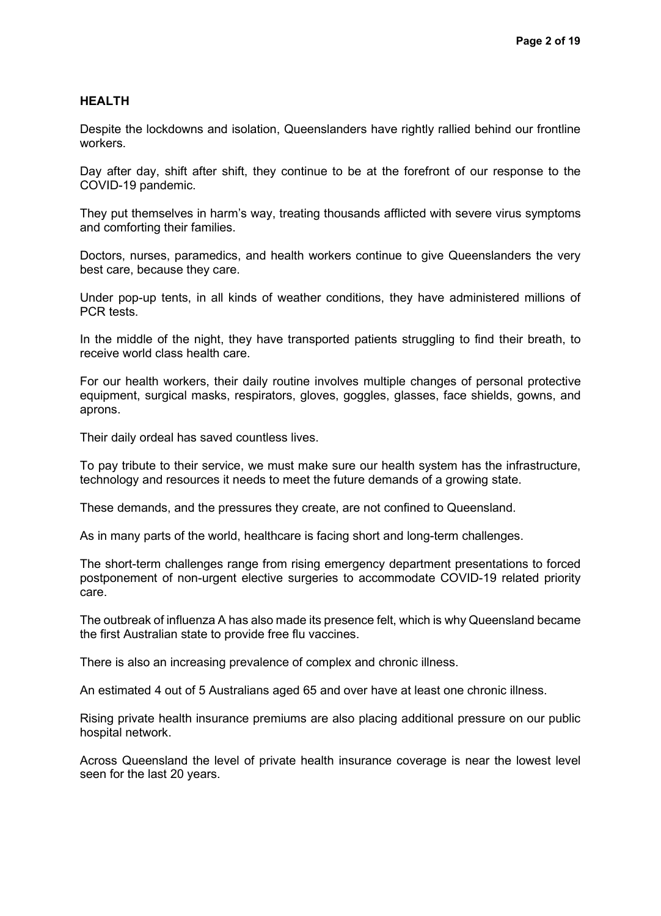## HEALTH

Despite the lockdowns and isolation, Queenslanders have rightly rallied behind our frontline workers.

Day after day, shift after shift, they continue to be at the forefront of our response to the COVID-19 pandemic.

They put themselves in harm's way, treating thousands afflicted with severe virus symptoms and comforting their families.

Doctors, nurses, paramedics, and health workers continue to give Queenslanders the very best care, because they care.

Under pop-up tents, in all kinds of weather conditions, they have administered millions of PCR tests.

In the middle of the night, they have transported patients struggling to find their breath, to receive world class health care.

For our health workers, their daily routine involves multiple changes of personal protective equipment, surgical masks, respirators, gloves, goggles, glasses, face shields, gowns, and aprons.

Their daily ordeal has saved countless lives.

To pay tribute to their service, we must make sure our health system has the infrastructure, technology and resources it needs to meet the future demands of a growing state.

These demands, and the pressures they create, are not confined to Queensland.

As in many parts of the world, healthcare is facing short and long-term challenges.

The short-term challenges range from rising emergency department presentations to forced postponement of non-urgent elective surgeries to accommodate COVID-19 related priority care.

The outbreak of influenza A has also made its presence felt, which is why Queensland became the first Australian state to provide free flu vaccines.

There is also an increasing prevalence of complex and chronic illness.

An estimated 4 out of 5 Australians aged 65 and over have at least one chronic illness.

Rising private health insurance premiums are also placing additional pressure on our public hospital network.

Across Queensland the level of private health insurance coverage is near the lowest level seen for the last 20 years.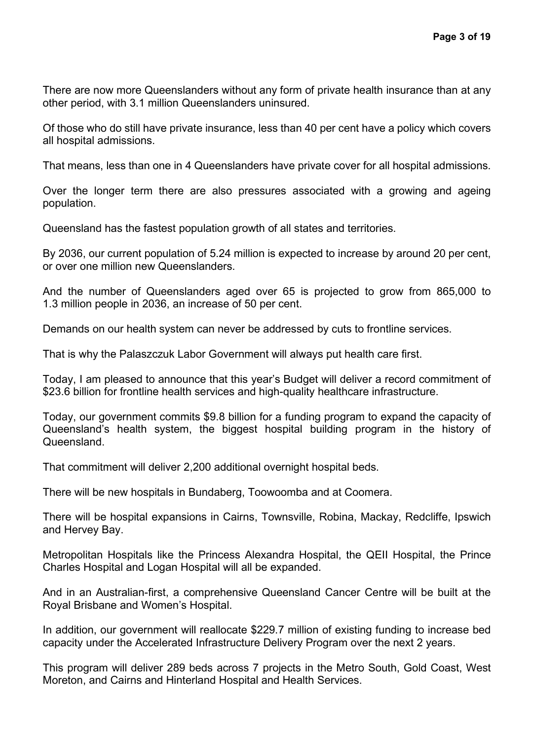There are now more Queenslanders without any form of private health insurance than at any other period, with 3.1 million Queenslanders uninsured.

Of those who do still have private insurance, less than 40 per cent have a policy which covers all hospital admissions.

That means, less than one in 4 Queenslanders have private cover for all hospital admissions.

Over the longer term there are also pressures associated with a growing and ageing population.

Queensland has the fastest population growth of all states and territories.

By 2036, our current population of 5.24 million is expected to increase by around 20 per cent, or over one million new Queenslanders.

And the number of Queenslanders aged over 65 is projected to grow from 865,000 to 1.3 million people in 2036, an increase of 50 per cent.

Demands on our health system can never be addressed by cuts to frontline services.

That is why the Palaszczuk Labor Government will always put health care first.

Today, I am pleased to announce that this year's Budget will deliver a record commitment of $23.6 billion for frontline health services and high-quality healthcare infrastructure.

Today, our government commits $9.8 billion for a funding program to expand the capacity of Queensland's health system, the biggest hospital building program in the history of Queensland.

That commitment will deliver 2,200 additional overnight hospital beds.

There will be new hospitals in Bundaberg, Toowoomba and at Coomera.

There will be hospital expansions in Cairns, Townsville, Robina, Mackay, Redcliffe, Ipswich and Hervey Bay.

Metropolitan Hospitals like the Princess Alexandra Hospital, the QEII Hospital, the Prince Charles Hospital and Logan Hospital will all be expanded.

And in an Australian-first, a comprehensive Queensland Cancer Centre will be built at the Royal Brisbane and Women's Hospital.

In addition, our government will reallocate $229.7 million of existing funding to increase bed capacity under the Accelerated Infrastructure Delivery Program over the next 2 years.

This program will deliver 289 beds across 7 projects in the Metro South, Gold Coast, West Moreton, and Cairns and Hinterland Hospital and Health Services.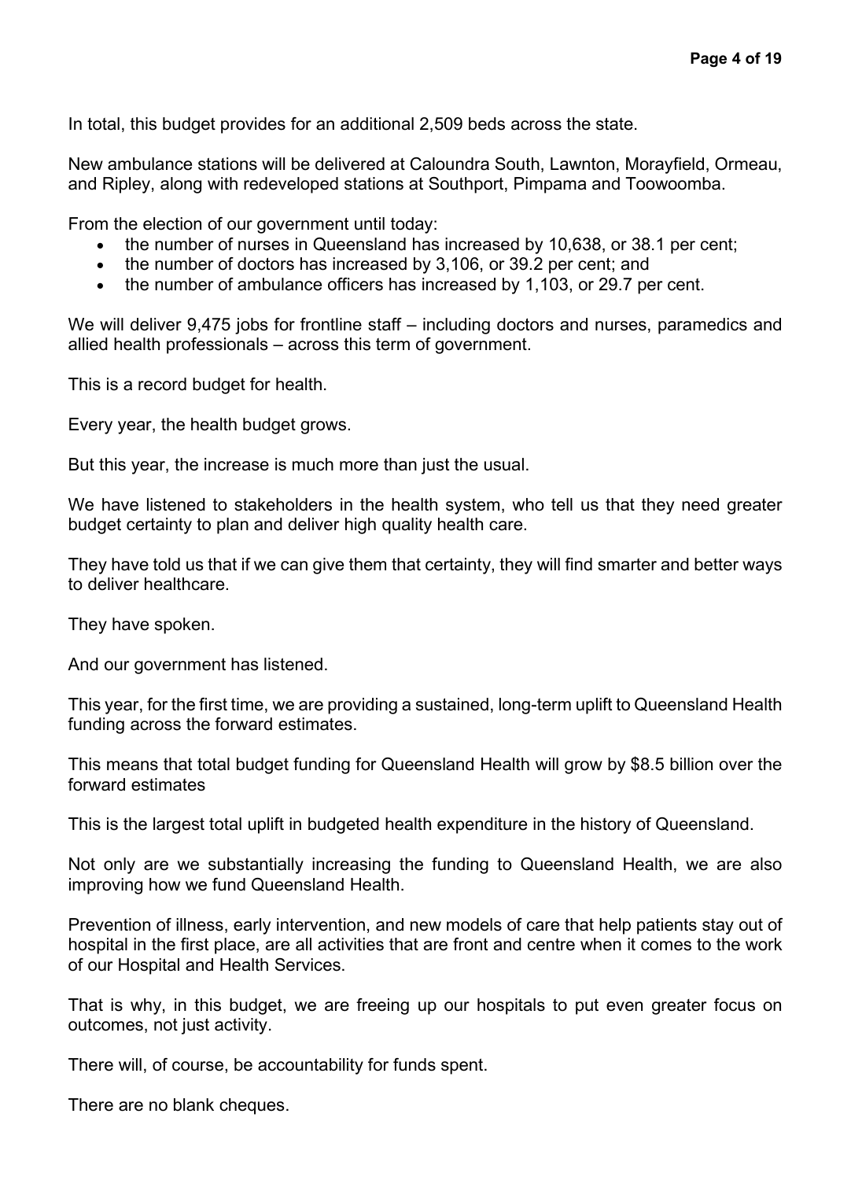In total, this budget provides for an additional 2,509 beds across the state.

New ambulance stations will be delivered at Caloundra South, Lawnton, Morayfield, Ormeau, and Ripley, along with redeveloped stations at Southport, Pimpama and Toowoomba.

From the election of our government until today:

- the number of nurses in Queensland has increased by 10,638, or 38.1 per cent;
- the number of doctors has increased by 3,106, or 39.2 per cent; and
- the number of ambulance officers has increased by 1,103, or 29.7 per cent.

We will deliver 9,475 jobs for frontline staff – including doctors and nurses, paramedics and allied health professionals – across this term of government.

This is a record budget for health.

Every year, the health budget grows.

But this year, the increase is much more than just the usual.

We have listened to stakeholders in the health system, who tell us that they need greater budget certainty to plan and deliver high quality health care.

They have told us that if we can give them that certainty, they will find smarter and better ways to deliver healthcare.

They have spoken.

And our government has listened.

This year, for the first time, we are providing a sustained, long-term uplift to Queensland Health funding across the forward estimates.

This means that total budget funding for Queensland Health will grow by $8.5 billion over the forward estimates

This is the largest total uplift in budgeted health expenditure in the history of Queensland.

Not only are we substantially increasing the funding to Queensland Health, we are also improving how we fund Queensland Health.

Prevention of illness, early intervention, and new models of care that help patients stay out of hospital in the first place, are all activities that are front and centre when it comes to the work of our Hospital and Health Services.

That is why, in this budget, we are freeing up our hospitals to put even greater focus on outcomes, not just activity.

There will, of course, be accountability for funds spent.

There are no blank cheques.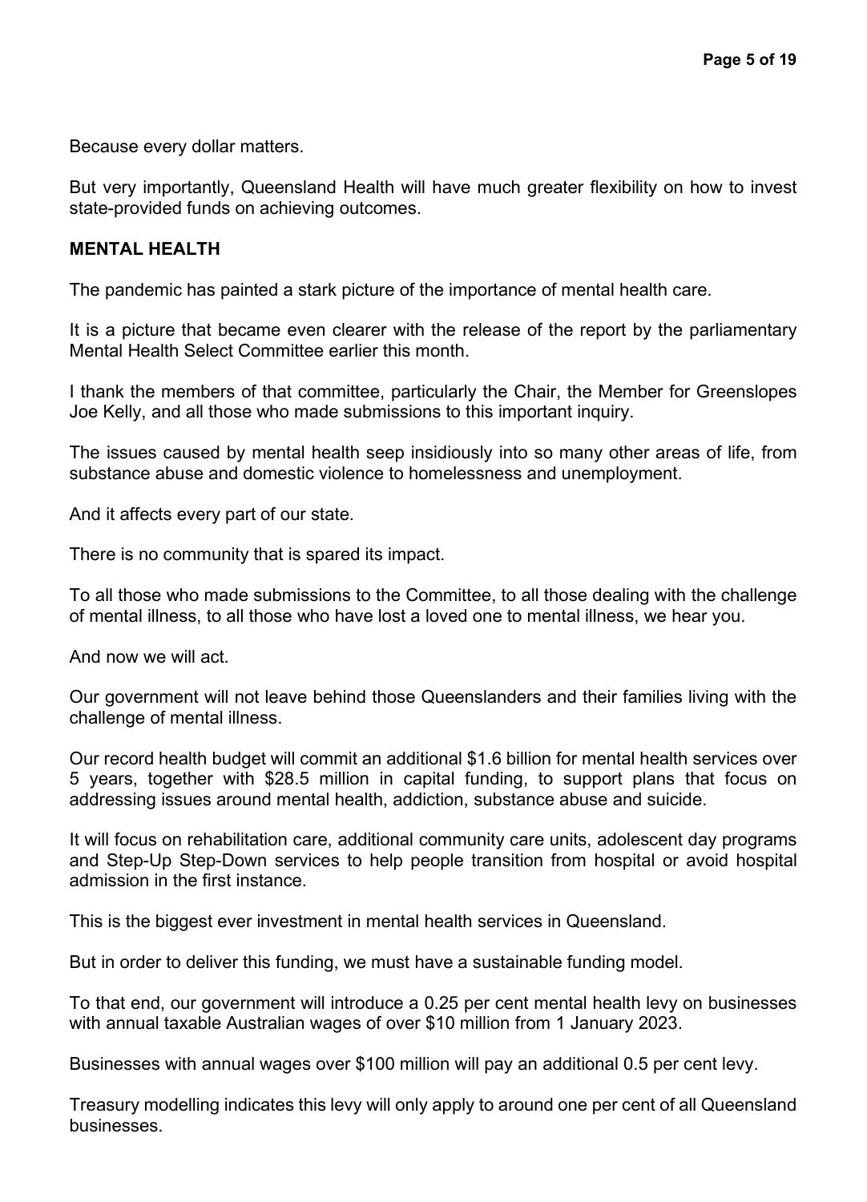Because every dollar matters.

But very importantly, Queensland Health will have much greater flexibility on how to invest state-provided funds on achieving outcomes.

**MENTAL HEALTH**

The pandemic has painted a stark picture of the importance of mental health care.

It is a picture that became even clearer with the release of the report by the parliamentary Mental Health Select Committee earlier this month.

I thank the members of that committee, particularly the Chair, the Member for Greenslopes Joe Kelly, and all those who made submissions to this important inquiry.

The issues caused by mental health seep insidiously into so many other areas of life, from substance abuse and domestic violence to homelessness and unemployment.

And it affects every part of our state.

There is no community that is spared its impact.

To all those who made submissions to the Committee, to all those dealing with the challenge of mental illness, to all those who have lost a loved one to mental illness, we hear you.

And now we will act.

Our government will not leave behind those Queenslanders and their families living with the challenge of mental illness.

Our record health budget will commit an additional $1.6 billion for mental health services over 5 years, together with $28.5 million in capital funding, to support plans that focus on addressing issues around mental health, addiction, substance abuse and suicide.

It will focus on rehabilitation care, additional community care units, adolescent day programs and Step-Up Step-Down services to help people transition from hospital or avoid hospital admission in the first instance.

This is the biggest ever investment in mental health services in Queensland.

But in order to deliver this funding, we must have a sustainable funding model.

To that end, our government will introduce a 0.25 per cent mental health levy on businesses with annual taxable Australian wages of over $10 million from 1 January 2023.

Businesses with annual wages over $100 million will pay an additional 0.5 per cent levy.

Treasury modelling indicates this levy will only apply to around one per cent of all Queensland businesses.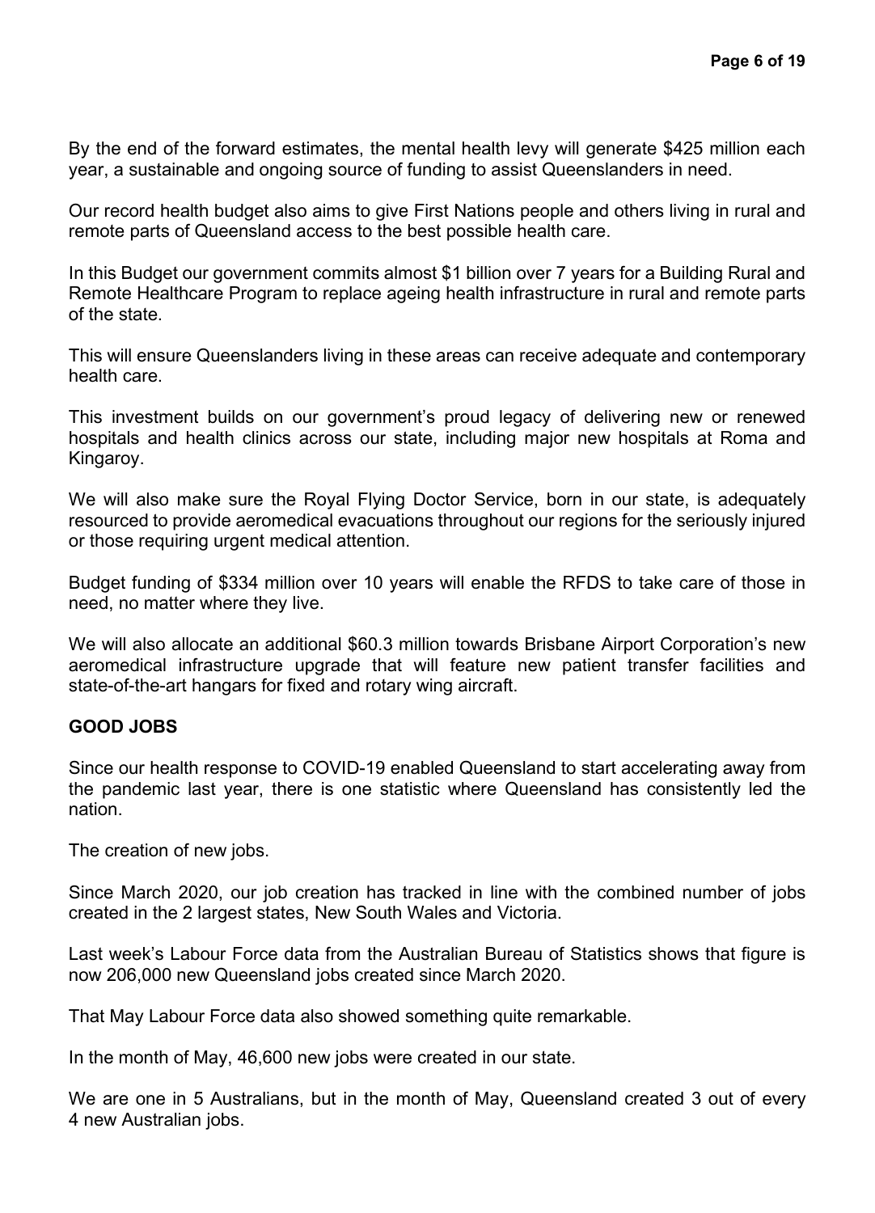By the end of the forward estimates, the mental health levy will generate $425 million each year, a sustainable and ongoing source of funding to assist Queenslanders in need.

Our record health budget also aims to give First Nations people and others living in rural and remote parts of Queensland access to the best possible health care.

In this Budget our government commits almost $1 billion over 7 years for a Building Rural and Remote Healthcare Program to replace ageing health infrastructure in rural and remote parts of the state.

This will ensure Queenslanders living in these areas can receive adequate and contemporary health care.

This investment builds on our government's proud legacy of delivering new or renewed hospitals and health clinics across our state, including major new hospitals at Roma and Kingaroy.

We will also make sure the Royal Flying Doctor Service, born in our state, is adequately resourced to provide aeromedical evacuations throughout our regions for the seriously injured or those requiring urgent medical attention.

Budget funding of $334 million over 10 years will enable the RFDS to take care of those in need, no matter where they live.

We will also allocate an additional $60.3 million towards Brisbane Airport Corporation's new aeromedical infrastructure upgrade that will feature new patient transfer facilities and state-of-the-art hangars for fixed and rotary wing aircraft.

**GOOD JOBS**

Since our health response to COVID-19 enabled Queensland to start accelerating away from the pandemic last year, there is one statistic where Queensland has consistently led the nation.

The creation of new jobs.

Since March 2020, our job creation has tracked in line with the combined number of jobs created in the 2 largest states, New South Wales and Victoria.

Last week's Labour Force data from the Australian Bureau of Statistics shows that figure is now 206,000 new Queensland jobs created since March 2020.

That May Labour Force data also showed something quite remarkable.

In the month of May, 46,600 new jobs were created in our state.

We are one in 5 Australians, but in the month of May, Queensland created 3 out of every 4 new Australian jobs.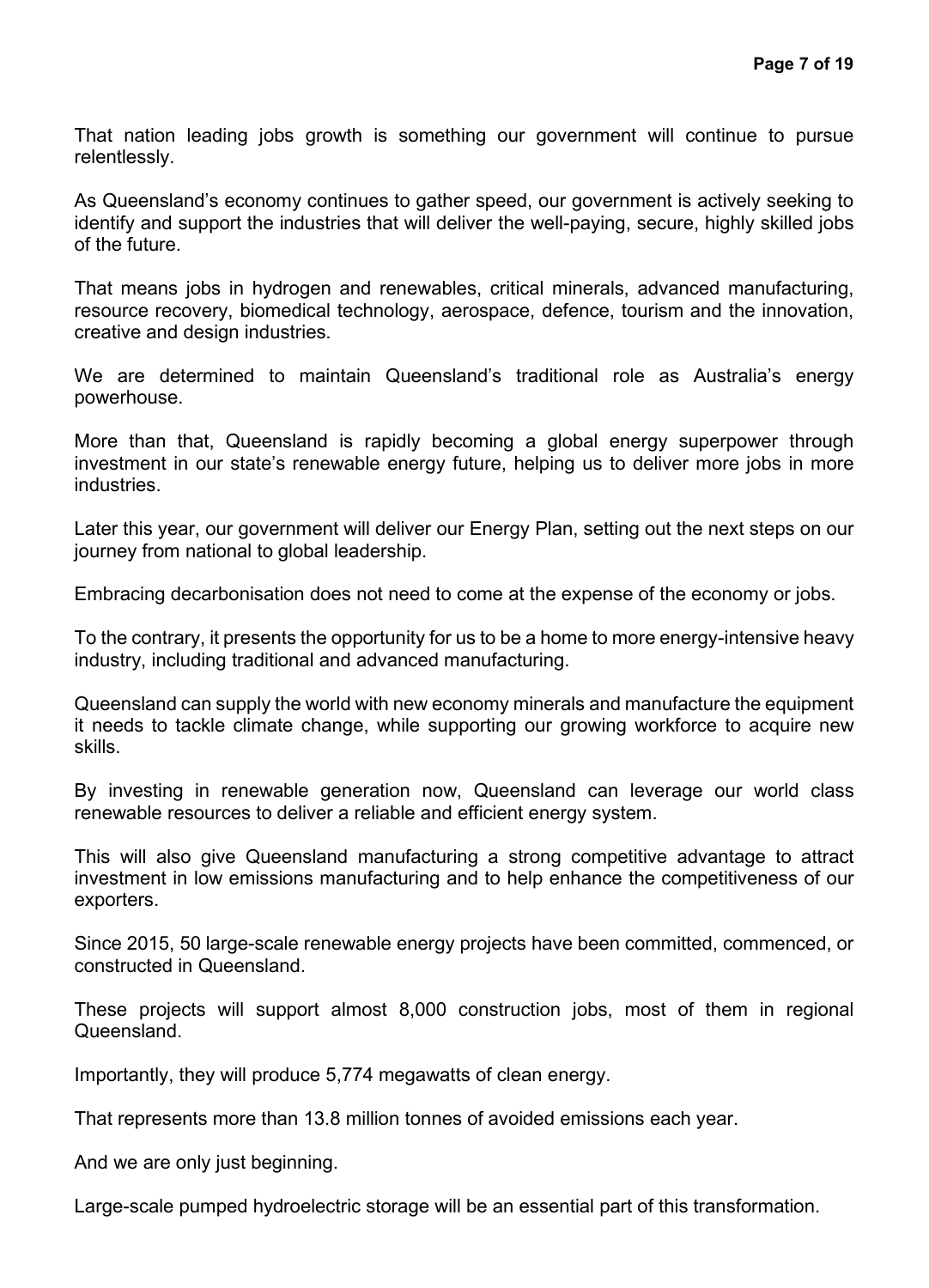That nation leading jobs growth is something our government will continue to pursue relentlessly.

As Queensland's economy continues to gather speed, our government is actively seeking to identify and support the industries that will deliver the well-paying, secure, highly skilled jobs of the future.

That means jobs in hydrogen and renewables, critical minerals, advanced manufacturing, resource recovery, biomedical technology, aerospace, defence, tourism and the innovation, creative and design industries.

We are determined to maintain Queensland's traditional role as Australia's energy powerhouse.

More than that, Queensland is rapidly becoming a global energy superpower through investment in our state's renewable energy future, helping us to deliver more jobs in more industries.

Later this year, our government will deliver our Energy Plan, setting out the next steps on our journey from national to global leadership.

Embracing decarbonisation does not need to come at the expense of the economy or jobs.

To the contrary, it presents the opportunity for us to be a home to more energy-intensive heavy industry, including traditional and advanced manufacturing.

Queensland can supply the world with new economy minerals and manufacture the equipment it needs to tackle climate change, while supporting our growing workforce to acquire new skills.

By investing in renewable generation now, Queensland can leverage our world class renewable resources to deliver a reliable and efficient energy system.

This will also give Queensland manufacturing a strong competitive advantage to attract investment in low emissions manufacturing and to help enhance the competitiveness of our exporters.

Since 2015, 50 large-scale renewable energy projects have been committed, commenced, or constructed in Queensland.

These projects will support almost 8,000 construction jobs, most of them in regional Queensland.

Importantly, they will produce 5,774 megawatts of clean energy.

That represents more than 13.8 million tonnes of avoided emissions each year.

And we are only just beginning.

Large-scale pumped hydroelectric storage will be an essential part of this transformation.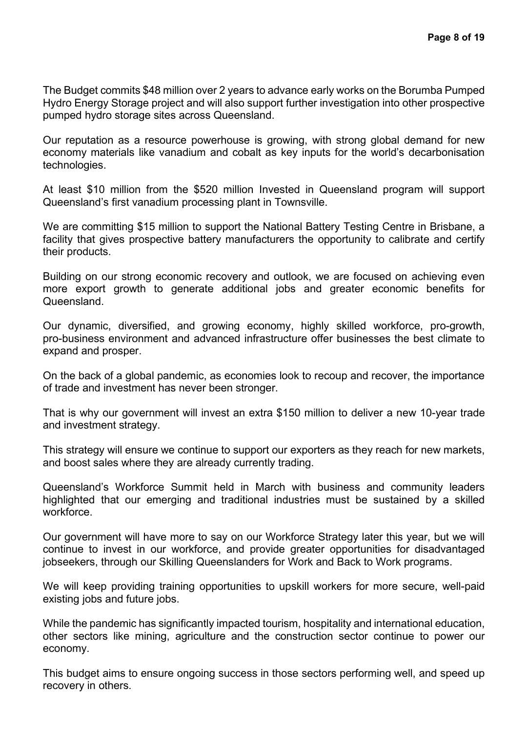The Budget commits $48 million over 2 years to advance early works on the Borumba Pumped Hydro Energy Storage project and will also support further investigation into other prospective pumped hydro storage sites across Queensland.

Our reputation as a resource powerhouse is growing, with strong global demand for new economy materials like vanadium and cobalt as key inputs for the world's decarbonisation technologies.

At least $10 million from the $520 million Invested in Queensland program will support Queensland's first vanadium processing plant in Townsville.

We are committing $15 million to support the National Battery Testing Centre in Brisbane, a facility that gives prospective battery manufacturers the opportunity to calibrate and certify their products.

Building on our strong economic recovery and outlook, we are focused on achieving even more export growth to generate additional jobs and greater economic benefits for Queensland.

Our dynamic, diversified, and growing economy, highly skilled workforce, pro-growth, pro-business environment and advanced infrastructure offer businesses the best climate to expand and prosper.

On the back of a global pandemic, as economies look to recoup and recover, the importance of trade and investment has never been stronger.

That is why our government will invest an extra $150 million to deliver a new 10-year trade and investment strategy.

This strategy will ensure we continue to support our exporters as they reach for new markets, and boost sales where they are already currently trading.

Queensland's Workforce Summit held in March with business and community leaders highlighted that our emerging and traditional industries must be sustained by a skilled workforce.

Our government will have more to say on our Workforce Strategy later this year, but we will continue to invest in our workforce, and provide greater opportunities for disadvantaged jobseekers, through our Skilling Queenslanders for Work and Back to Work programs.

We will keep providing training opportunities to upskill workers for more secure, well-paid existing jobs and future jobs.

While the pandemic has significantly impacted tourism, hospitality and international education, other sectors like mining, agriculture and the construction sector continue to power our economy.

This budget aims to ensure ongoing success in those sectors performing well, and speed up recovery in others.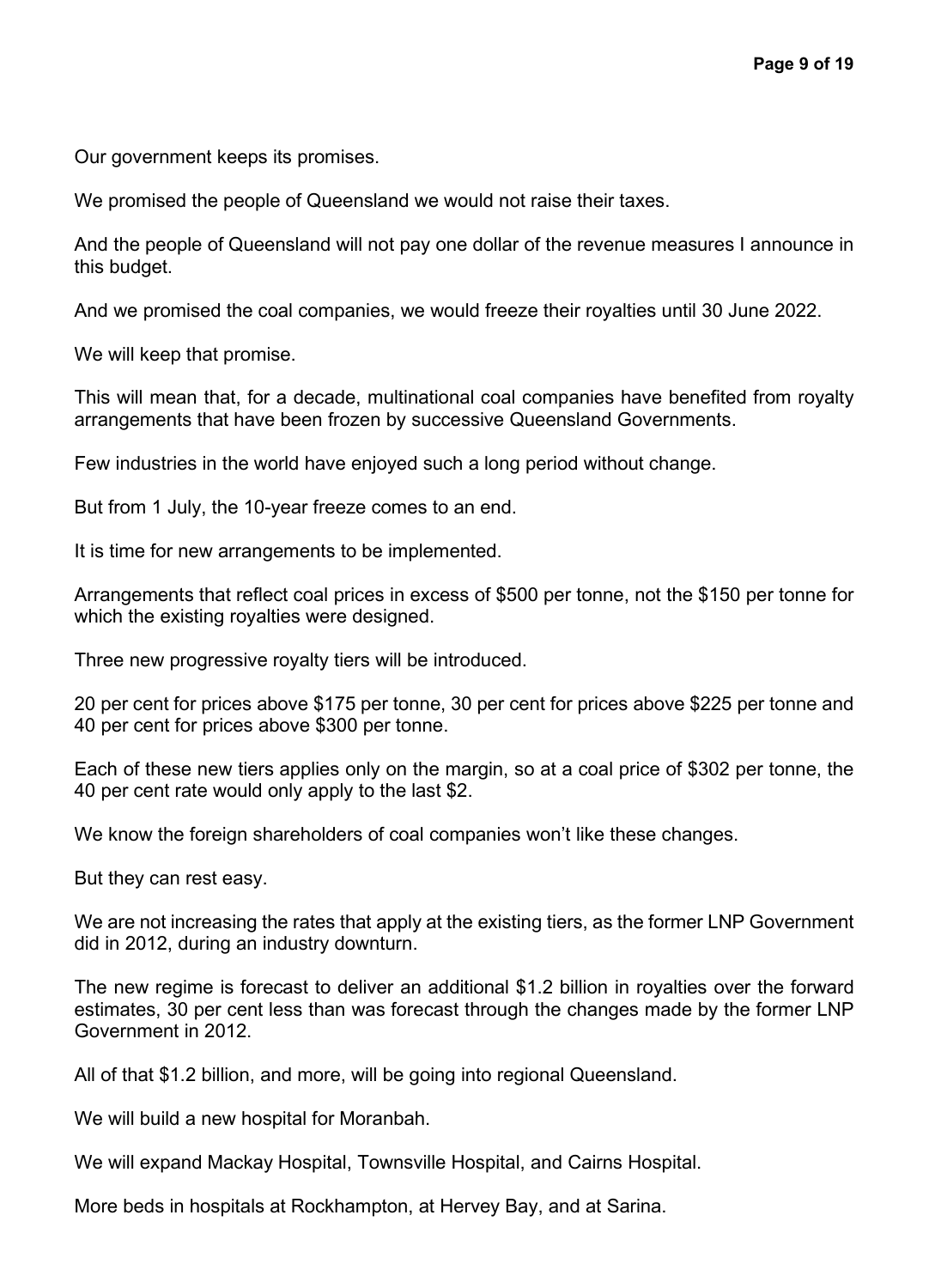Our government keeps its promises.

We promised the people of Queensland we would not raise their taxes.

And the people of Queensland will not pay one dollar of the revenue measures I announce in this budget.

And we promised the coal companies, we would freeze their royalties until 30 June 2022.

We will keep that promise.

This will mean that, for a decade, multinational coal companies have benefited from royalty arrangements that have been frozen by successive Queensland Governments.

Few industries in the world have enjoyed such a long period without change.

But from 1 July, the 10-year freeze comes to an end.

It is time for new arrangements to be implemented.

Arrangements that reflect coal prices in excess of $500 per tonne, not the $150 per tonne for which the existing royalties were designed.

Three new progressive royalty tiers will be introduced.

20 per cent for prices above $175 per tonne, 30 per cent for prices above $225 per tonne and 40 per cent for prices above $300 per tonne.

Each of these new tiers applies only on the margin, so at a coal price of $302 per tonne, the 40 per cent rate would only apply to the last $2.

We know the foreign shareholders of coal companies won't like these changes.

But they can rest easy.

We are not increasing the rates that apply at the existing tiers, as the former LNP Government did in 2012, during an industry downturn.

The new regime is forecast to deliver an additional $1.2 billion in royalties over the forward estimates, 30 per cent less than was forecast through the changes made by the former LNP Government in 2012.

All of that $1.2 billion, and more, will be going into regional Queensland.

We will build a new hospital for Moranbah.

We will expand Mackay Hospital, Townsville Hospital, and Cairns Hospital.

More beds in hospitals at Rockhampton, at Hervey Bay, and at Sarina.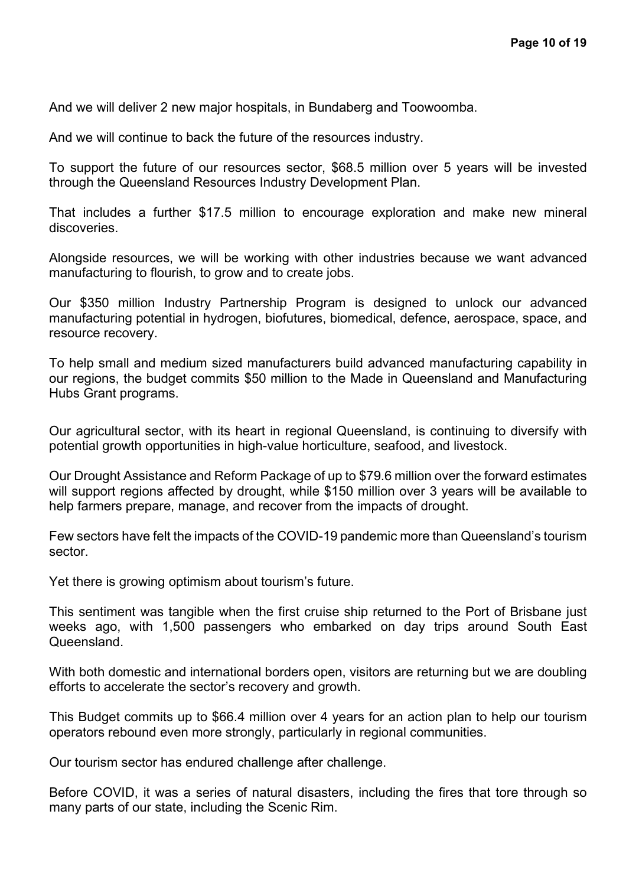And we will deliver 2 new major hospitals, in Bundaberg and Toowoomba.

And we will continue to back the future of the resources industry.

To support the future of our resources sector, $68.5 million over 5 years will be invested through the Queensland Resources Industry Development Plan.

That includes a further $17.5 million to encourage exploration and make new mineral discoveries.

Alongside resources, we will be working with other industries because we want advanced manufacturing to flourish, to grow and to create jobs.

Our $350 million Industry Partnership Program is designed to unlock our advanced manufacturing potential in hydrogen, biofutures, biomedical, defence, aerospace, space, and resource recovery.

To help small and medium sized manufacturers build advanced manufacturing capability in our regions, the budget commits $50 million to the Made in Queensland and Manufacturing Hubs Grant programs.

Our agricultural sector, with its heart in regional Queensland, is continuing to diversify with potential growth opportunities in high-value horticulture, seafood, and livestock.

Our Drought Assistance and Reform Package of up to $79.6 million over the forward estimates will support regions affected by drought, while $150 million over 3 years will be available to help farmers prepare, manage, and recover from the impacts of drought.

Few sectors have felt the impacts of the COVID-19 pandemic more than Queensland's tourism sector.

Yet there is growing optimism about tourism's future.

This sentiment was tangible when the first cruise ship returned to the Port of Brisbane just weeks ago, with 1,500 passengers who embarked on day trips around South East Queensland.

With both domestic and international borders open, visitors are returning but we are doubling efforts to accelerate the sector's recovery and growth.

This Budget commits up to $66.4 million over 4 years for an action plan to help our tourism operators rebound even more strongly, particularly in regional communities.

Our tourism sector has endured challenge after challenge.

Before COVID, it was a series of natural disasters, including the fires that tore through so many parts of our state, including the Scenic Rim.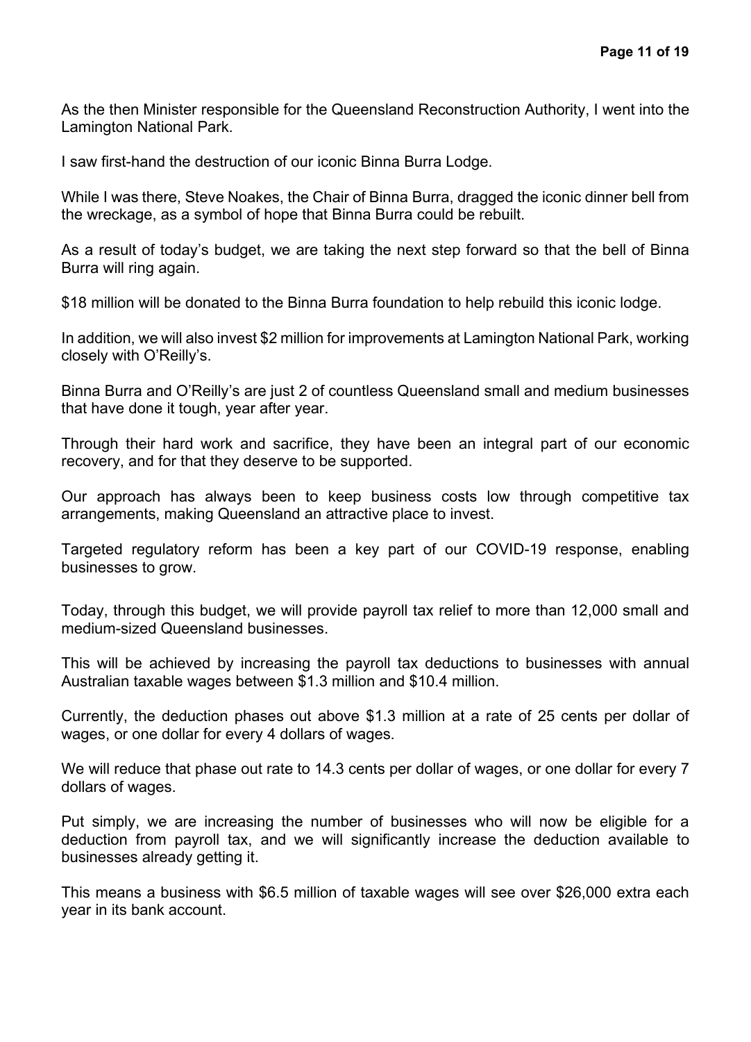As the then Minister responsible for the Queensland Reconstruction Authority, I went into the Lamington National Park.

I saw first-hand the destruction of our iconic Binna Burra Lodge.

While I was there, Steve Noakes, the Chair of Binna Burra, dragged the iconic dinner bell from the wreckage, as a symbol of hope that Binna Burra could be rebuilt.

As a result of today's budget, we are taking the next step forward so that the bell of Binna Burra will ring again.

$18 million will be donated to the Binna Burra foundation to help rebuild this iconic lodge.

In addition, we will also invest $2 million for improvements at Lamington National Park, working closely with O'Reilly's.

Binna Burra and O'Reilly's are just 2 of countless Queensland small and medium businesses that have done it tough, year after year.

Through their hard work and sacrifice, they have been an integral part of our economic recovery, and for that they deserve to be supported.

Our approach has always been to keep business costs low through competitive tax arrangements, making Queensland an attractive place to invest.

Targeted regulatory reform has been a key part of our COVID-19 response, enabling businesses to grow.

Today, through this budget, we will provide payroll tax relief to more than 12,000 small and medium-sized Queensland businesses.

This will be achieved by increasing the payroll tax deductions to businesses with annual Australian taxable wages between $1.3 million and $10.4 million.

Currently, the deduction phases out above $1.3 million at a rate of 25 cents per dollar of wages, or one dollar for every 4 dollars of wages.

We will reduce that phase out rate to 14.3 cents per dollar of wages, or one dollar for every 7 dollars of wages.

Put simply, we are increasing the number of businesses who will now be eligible for a deduction from payroll tax, and we will significantly increase the deduction available to businesses already getting it.

This means a business with $6.5 million of taxable wages will see over $26,000 extra each year in its bank account.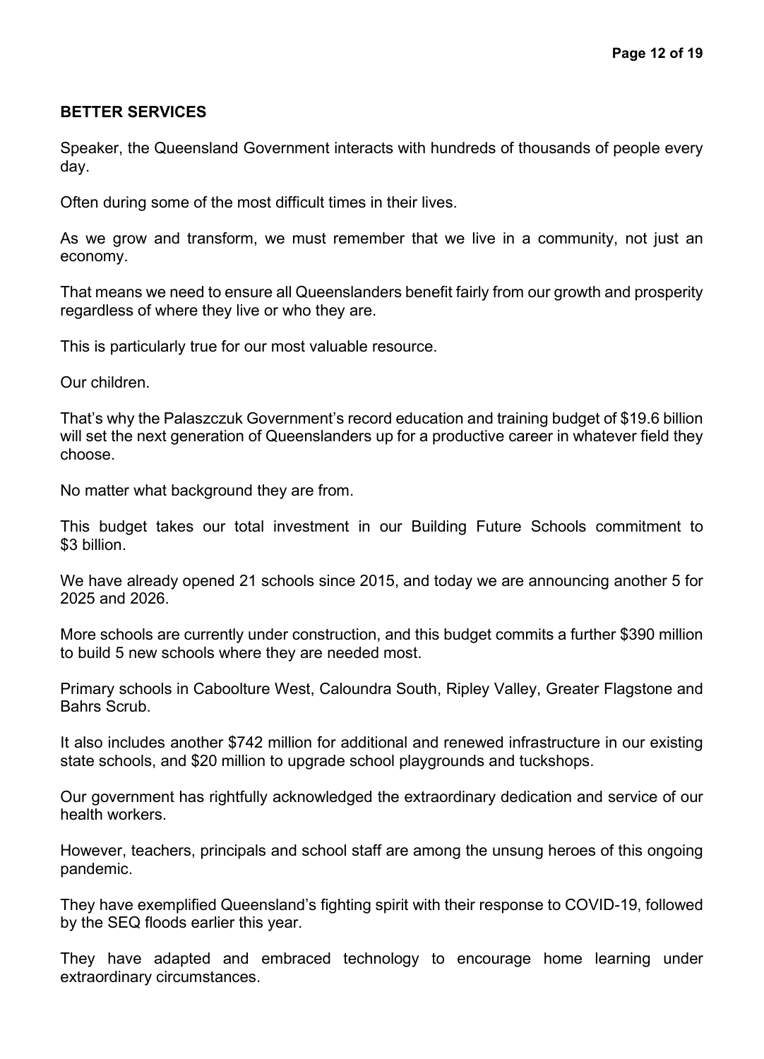## BETTER SERVICES

Speaker, the Queensland Government interacts with hundreds of thousands of people every day.

Often during some of the most difficult times in their lives.

As we grow and transform, we must remember that we live in a community, not just an economy.

That means we need to ensure all Queenslanders benefit fairly from our growth and prosperity regardless of where they live or who they are.

This is particularly true for our most valuable resource.

Our children.

That's why the Palaszczuk Government's record education and training budget of $19.6 billion will set the next generation of Queenslanders up for a productive career in whatever field they choose.

No matter what background they are from.

This budget takes our total investment in our Building Future Schools commitment to $3 billion.

We have already opened 21 schools since 2015, and today we are announcing another 5 for 2025 and 2026.

More schools are currently under construction, and this budget commits a further $390 million to build 5 new schools where they are needed most.

Primary schools in Caboolture West, Caloundra South, Ripley Valley, Greater Flagstone and Bahrs Scrub.

It also includes another $742 million for additional and renewed infrastructure in our existing state schools, and $20 million to upgrade school playgrounds and tuckshops.

Our government has rightfully acknowledged the extraordinary dedication and service of our health workers.

However, teachers, principals and school staff are among the unsung heroes of this ongoing pandemic.

They have exemplified Queensland's fighting spirit with their response to COVID-19, followed by the SEQ floods earlier this year.

They have adapted and embraced technology to encourage home learning under extraordinary circumstances.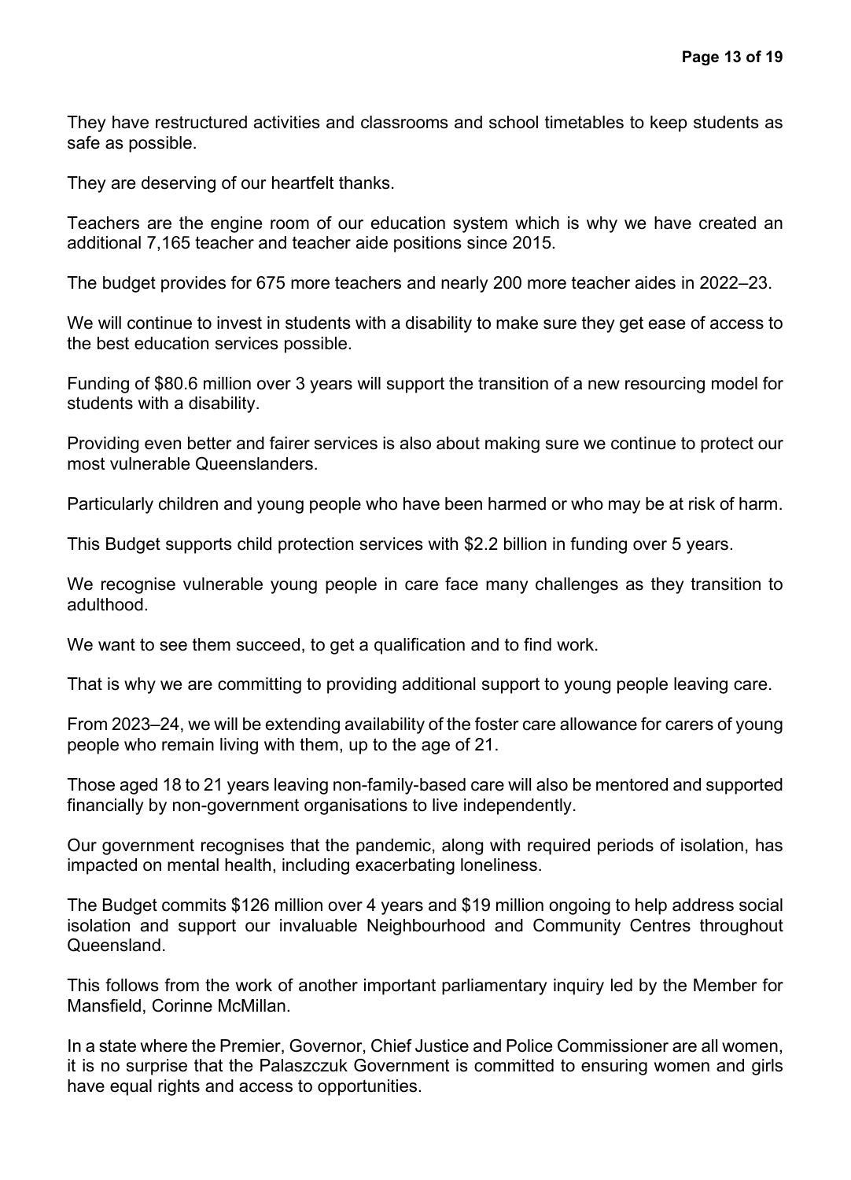They have restructured activities and classrooms and school timetables to keep students as safe as possible.

They are deserving of our heartfelt thanks.

Teachers are the engine room of our education system which is why we have created an additional 7,165 teacher and teacher aide positions since 2015.

The budget provides for 675 more teachers and nearly 200 more teacher aides in 2022–23.

We will continue to invest in students with a disability to make sure they get ease of access to the best education services possible.

Funding of $80.6 million over 3 years will support the transition of a new resourcing model for students with a disability.

Providing even better and fairer services is also about making sure we continue to protect our most vulnerable Queenslanders.

Particularly children and young people who have been harmed or who may be at risk of harm.

This Budget supports child protection services with $2.2 billion in funding over 5 years.

We recognise vulnerable young people in care face many challenges as they transition to adulthood.

We want to see them succeed, to get a qualification and to find work.

That is why we are committing to providing additional support to young people leaving care.

From 2023–24, we will be extending availability of the foster care allowance for carers of young people who remain living with them, up to the age of 21.

Those aged 18 to 21 years leaving non-family-based care will also be mentored and supported financially by non-government organisations to live independently.

Our government recognises that the pandemic, along with required periods of isolation, has impacted on mental health, including exacerbating loneliness.

The Budget commits $126 million over 4 years and $19 million ongoing to help address social isolation and support our invaluable Neighbourhood and Community Centres throughout Queensland.

This follows from the work of another important parliamentary inquiry led by the Member for Mansfield, Corinne McMillan.

In a state where the Premier, Governor, Chief Justice and Police Commissioner are all women, it is no surprise that the Palaszczuk Government is committed to ensuring women and girls have equal rights and access to opportunities.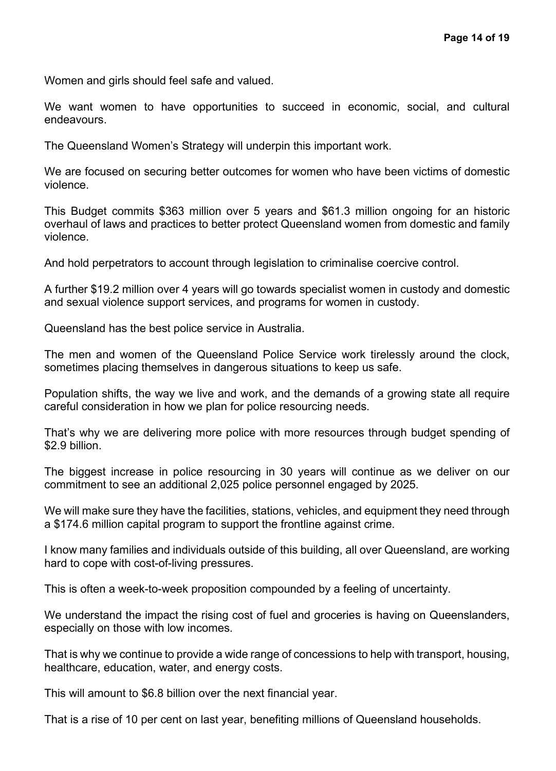Women and girls should feel safe and valued.

We want women to have opportunities to succeed in economic, social, and cultural endeavours.

The Queensland Women's Strategy will underpin this important work.

We are focused on securing better outcomes for women who have been victims of domestic violence.

This Budget commits $363 million over 5 years and $61.3 million ongoing for an historic overhaul of laws and practices to better protect Queensland women from domestic and family violence.

And hold perpetrators to account through legislation to criminalise coercive control.

A further $19.2 million over 4 years will go towards specialist women in custody and domestic and sexual violence support services, and programs for women in custody.

Queensland has the best police service in Australia.

The men and women of the Queensland Police Service work tirelessly around the clock, sometimes placing themselves in dangerous situations to keep us safe.

Population shifts, the way we live and work, and the demands of a growing state all require careful consideration in how we plan for police resourcing needs.

That's why we are delivering more police with more resources through budget spending of $2.9 billion.

The biggest increase in police resourcing in 30 years will continue as we deliver on our commitment to see an additional 2,025 police personnel engaged by 2025.

We will make sure they have the facilities, stations, vehicles, and equipment they need through a $174.6 million capital program to support the frontline against crime.

I know many families and individuals outside of this building, all over Queensland, are working hard to cope with cost-of-living pressures.

This is often a week-to-week proposition compounded by a feeling of uncertainty.

We understand the impact the rising cost of fuel and groceries is having on Queenslanders, especially on those with low incomes.

That is why we continue to provide a wide range of concessions to help with transport, housing, healthcare, education, water, and energy costs.

This will amount to $6.8 billion over the next financial year.

That is a rise of 10 per cent on last year, benefiting millions of Queensland households.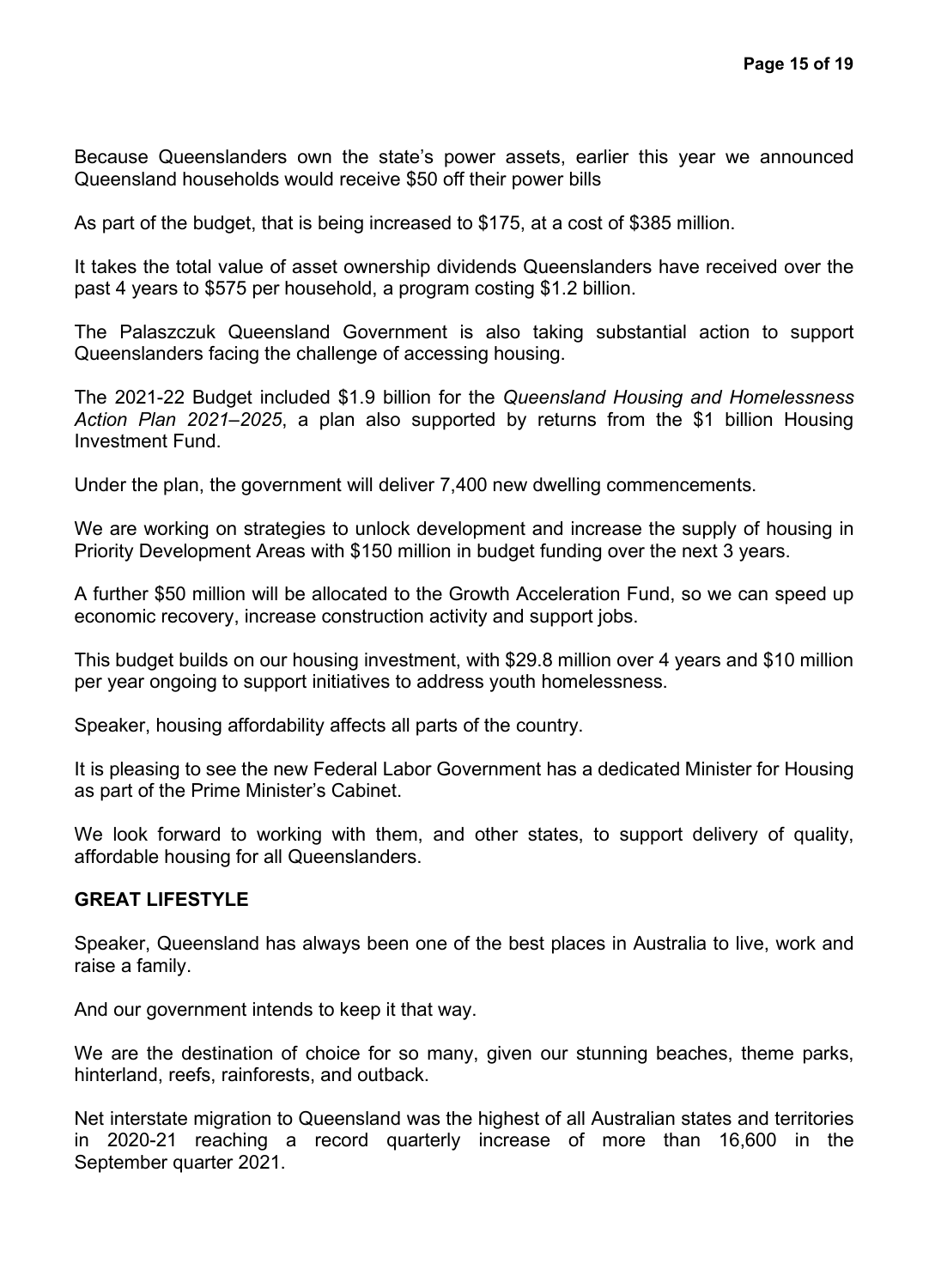Because Queenslanders own the state's power assets, earlier this year we announced Queensland households would receive $50 off their power bills

As part of the budget, that is being increased to $175, at a cost of $385 million.

It takes the total value of asset ownership dividends Queenslanders have received over the past 4 years to $575 per household, a program costing $1.2 billion.

The Palaszczuk Queensland Government is also taking substantial action to support Queenslanders facing the challenge of accessing housing.

The 2021-22 Budget included $1.9 billion for the *Queensland Housing and Homelessness Action Plan 2021–2025*, a plan also supported by returns from the $1 billion Housing Investment Fund.

Under the plan, the government will deliver 7,400 new dwelling commencements.

We are working on strategies to unlock development and increase the supply of housing in Priority Development Areas with $150 million in budget funding over the next 3 years.

A further $50 million will be allocated to the Growth Acceleration Fund, so we can speed up economic recovery, increase construction activity and support jobs.

This budget builds on our housing investment, with $29.8 million over 4 years and $10 million per year ongoing to support initiatives to address youth homelessness.

Speaker, housing affordability affects all parts of the country.

It is pleasing to see the new Federal Labor Government has a dedicated Minister for Housing as part of the Prime Minister's Cabinet.

We look forward to working with them, and other states, to support delivery of quality, affordable housing for all Queenslanders.

## GREAT LIFESTYLE

Speaker, Queensland has always been one of the best places in Australia to live, work and raise a family.

And our government intends to keep it that way.

We are the destination of choice for so many, given our stunning beaches, theme parks, hinterland, reefs, rainforests, and outback.

Net interstate migration to Queensland was the highest of all Australian states and territories in 2020-21 reaching a record quarterly increase of more than 16,600 in the September quarter 2021.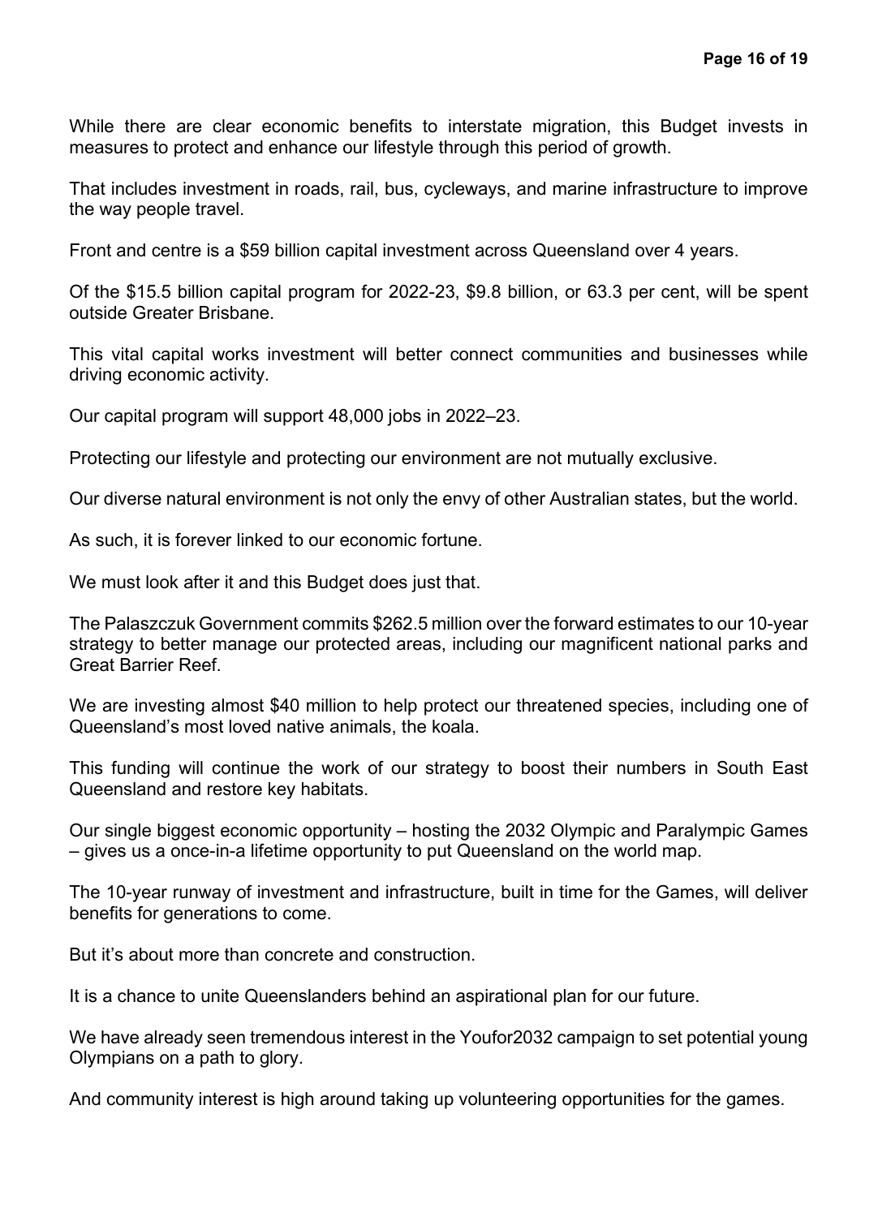While there are clear economic benefits to interstate migration, this Budget invests in measures to protect and enhance our lifestyle through this period of growth.

That includes investment in roads, rail, bus, cycleways, and marine infrastructure to improve the way people travel.

Front and centre is a $59 billion capital investment across Queensland over 4 years.

Of the $15.5 billion capital program for 2022-23, $9.8 billion, or 63.3 per cent, will be spent outside Greater Brisbane.

This vital capital works investment will better connect communities and businesses while driving economic activity.

Our capital program will support 48,000 jobs in 2022–23.

Protecting our lifestyle and protecting our environment are not mutually exclusive.

Our diverse natural environment is not only the envy of other Australian states, but the world.

As such, it is forever linked to our economic fortune.

We must look after it and this Budget does just that.

The Palaszczuk Government commits $262.5 million over the forward estimates to our 10-year strategy to better manage our protected areas, including our magnificent national parks and Great Barrier Reef.

We are investing almost $40 million to help protect our threatened species, including one of Queensland's most loved native animals, the koala.

This funding will continue the work of our strategy to boost their numbers in South East Queensland and restore key habitats.

Our single biggest economic opportunity – hosting the 2032 Olympic and Paralympic Games – gives us a once-in-a lifetime opportunity to put Queensland on the world map.

The 10-year runway of investment and infrastructure, built in time for the Games, will deliver benefits for generations to come.

But it's about more than concrete and construction.

It is a chance to unite Queenslanders behind an aspirational plan for our future.

We have already seen tremendous interest in the Youfor2032 campaign to set potential young Olympians on a path to glory.

And community interest is high around taking up volunteering opportunities for the games.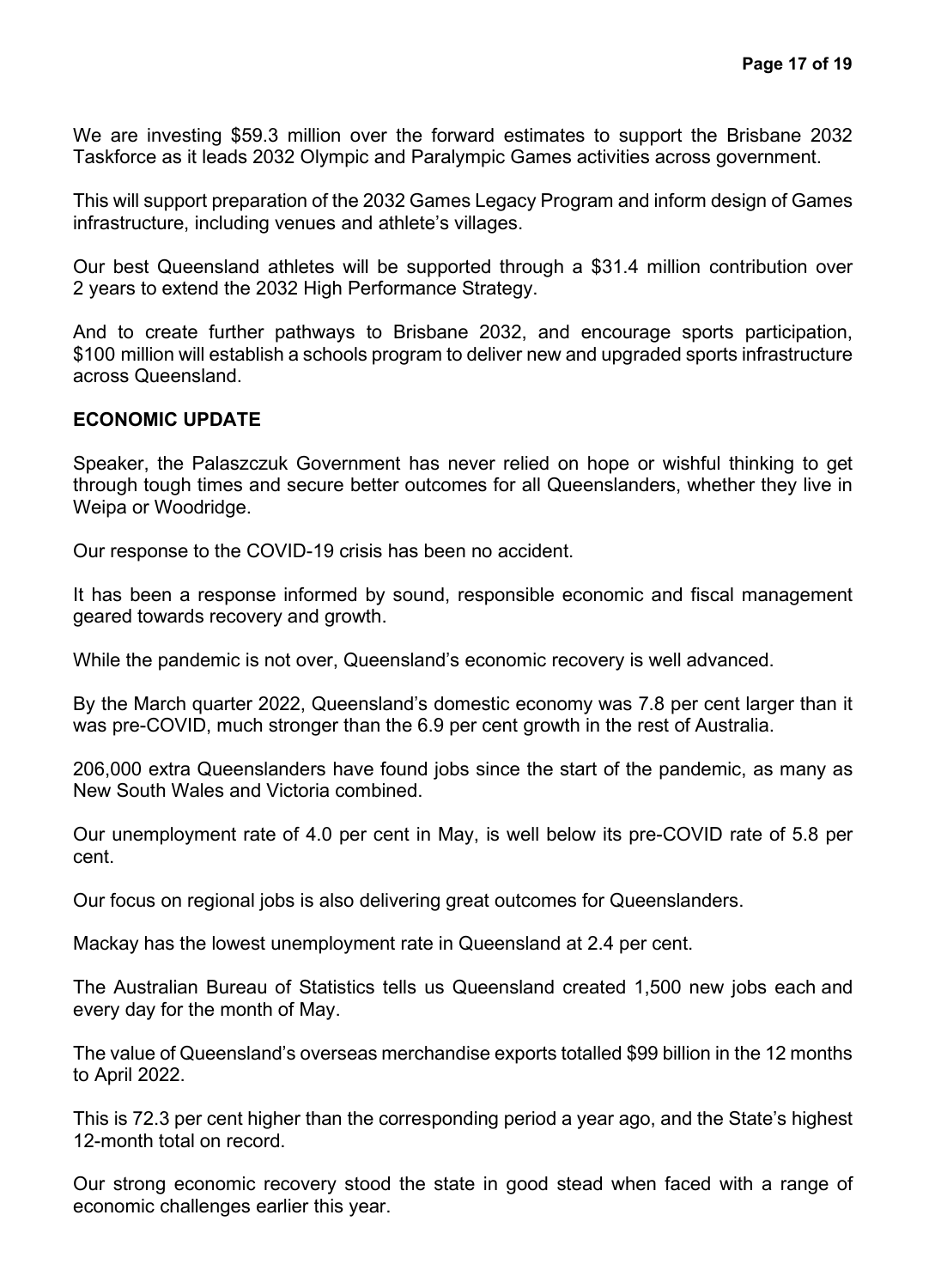We are investing $59.3 million over the forward estimates to support the Brisbane 2032 Taskforce as it leads 2032 Olympic and Paralympic Games activities across government.

This will support preparation of the 2032 Games Legacy Program and inform design of Games infrastructure, including venues and athlete's villages.

Our best Queensland athletes will be supported through a $31.4 million contribution over 2 years to extend the 2032 High Performance Strategy.

And to create further pathways to Brisbane 2032, and encourage sports participation, $100 million will establish a schools program to deliver new and upgraded sports infrastructure across Queensland.

## ECONOMIC UPDATE

Speaker, the Palaszczuk Government has never relied on hope or wishful thinking to get through tough times and secure better outcomes for all Queenslanders, whether they live in Weipa or Woodridge.

Our response to the COVID-19 crisis has been no accident.

It has been a response informed by sound, responsible economic and fiscal management geared towards recovery and growth.

While the pandemic is not over, Queensland's economic recovery is well advanced.

By the March quarter 2022, Queensland's domestic economy was 7.8 per cent larger than it was pre-COVID, much stronger than the 6.9 per cent growth in the rest of Australia.

206,000 extra Queenslanders have found jobs since the start of the pandemic, as many as New South Wales and Victoria combined.

Our unemployment rate of 4.0 per cent in May, is well below its pre-COVID rate of 5.8 per cent.

Our focus on regional jobs is also delivering great outcomes for Queenslanders.

Mackay has the lowest unemployment rate in Queensland at 2.4 per cent.

The Australian Bureau of Statistics tells us Queensland created 1,500 new jobs each and every day for the month of May.

The value of Queensland's overseas merchandise exports totalled $99 billion in the 12 months to April 2022.

This is 72.3 per cent higher than the corresponding period a year ago, and the State's highest 12-month total on record.

Our strong economic recovery stood the state in good stead when faced with a range of economic challenges earlier this year.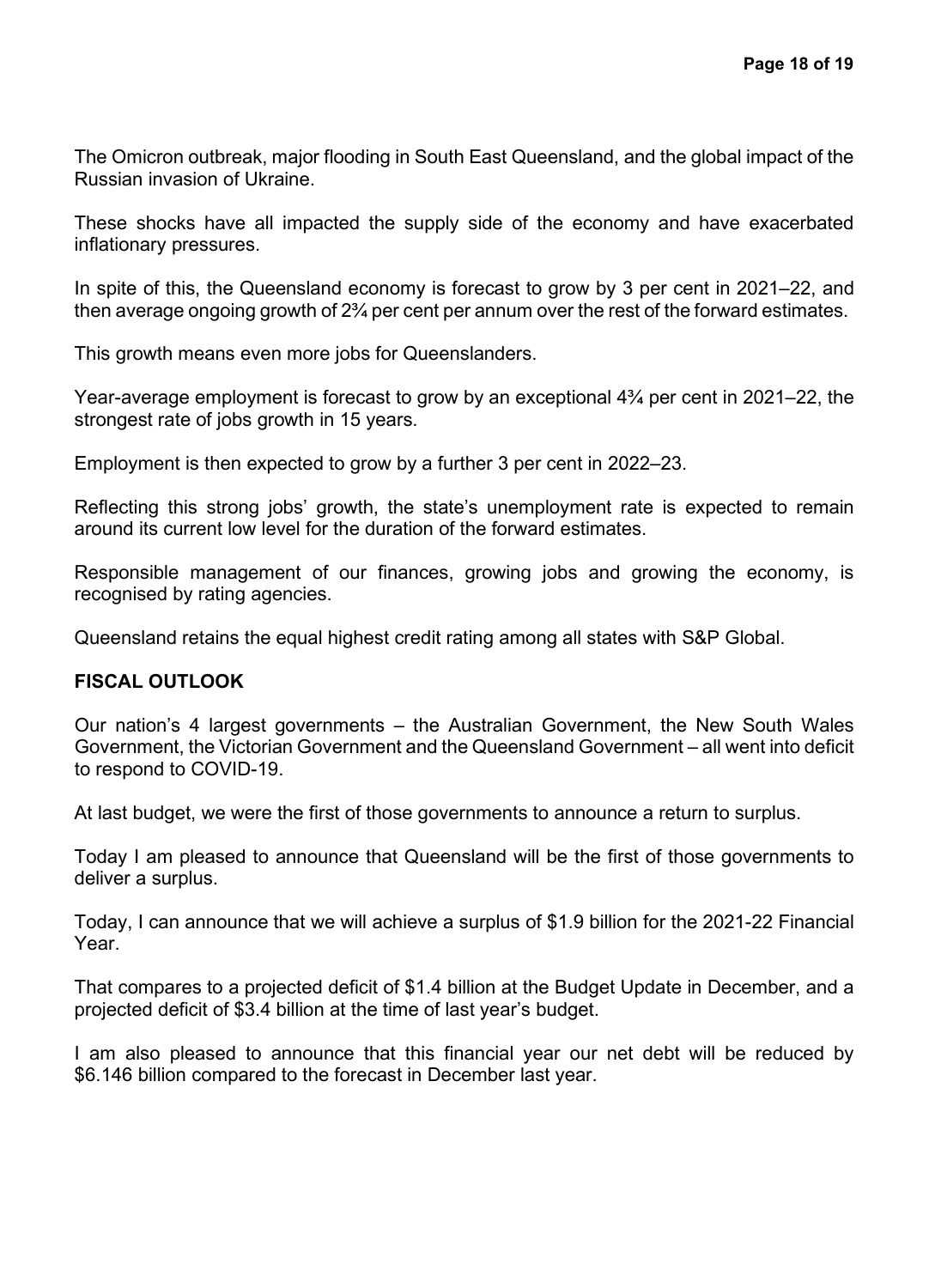The Omicron outbreak, major flooding in South East Queensland, and the global impact of the Russian invasion of Ukraine.

These shocks have all impacted the supply side of the economy and have exacerbated inflationary pressures.

In spite of this, the Queensland economy is forecast to grow by 3 per cent in 2021–22, and then average ongoing growth of 2¾ per cent per annum over the rest of the forward estimates.

This growth means even more jobs for Queenslanders.

Year-average employment is forecast to grow by an exceptional 4¾ per cent in 2021–22, the strongest rate of jobs growth in 15 years.

Employment is then expected to grow by a further 3 per cent in 2022–23.

Reflecting this strong jobs' growth, the state's unemployment rate is expected to remain around its current low level for the duration of the forward estimates.

Responsible management of our finances, growing jobs and growing the economy, is recognised by rating agencies.

Queensland retains the equal highest credit rating among all states with S&P Global.

**FISCAL OUTLOOK**

Our nation's 4 largest governments – the Australian Government, the New South Wales Government, the Victorian Government and the Queensland Government – all went into deficit to respond to COVID-19.

At last budget, we were the first of those governments to announce a return to surplus.

Today I am pleased to announce that Queensland will be the first of those governments to deliver a surplus.

Today, I can announce that we will achieve a surplus of $1.9 billion for the 2021-22 Financial Year.

That compares to a projected deficit of $1.4 billion at the Budget Update in December, and a projected deficit of $3.4 billion at the time of last year's budget.

I am also pleased to announce that this financial year our net debt will be reduced by $6.146 billion compared to the forecast in December last year.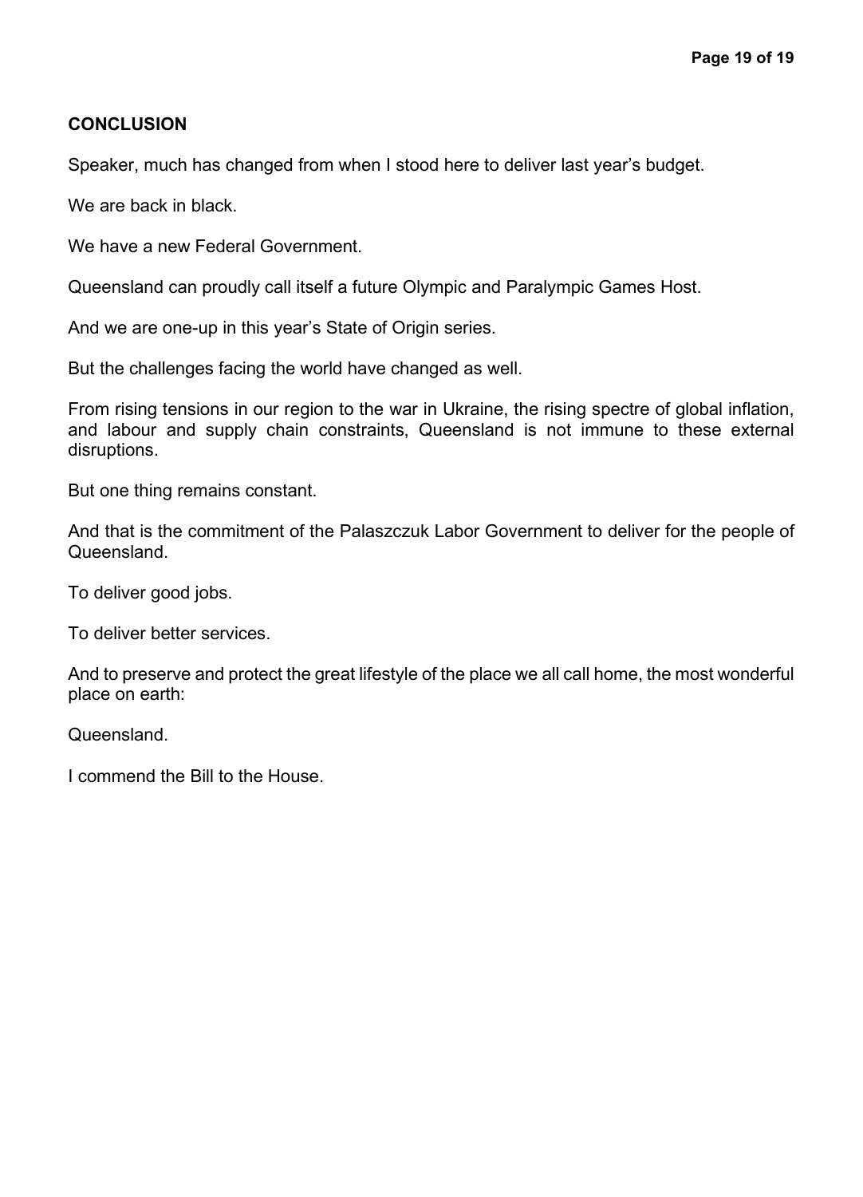## CONCLUSION

Speaker, much has changed from when I stood here to deliver last year's budget.

We are back in black.

We have a new Federal Government.

Queensland can proudly call itself a future Olympic and Paralympic Games Host.

And we are one-up in this year's State of Origin series.

But the challenges facing the world have changed as well.

From rising tensions in our region to the war in Ukraine, the rising spectre of global inflation, and labour and supply chain constraints, Queensland is not immune to these external disruptions.

But one thing remains constant.

And that is the commitment of the Palaszczuk Labor Government to deliver for the people of Queensland.

To deliver good jobs.

To deliver better services.

And to preserve and protect the great lifestyle of the place we all call home, the most wonderful place on earth:

Queensland.

I commend the Bill to the House.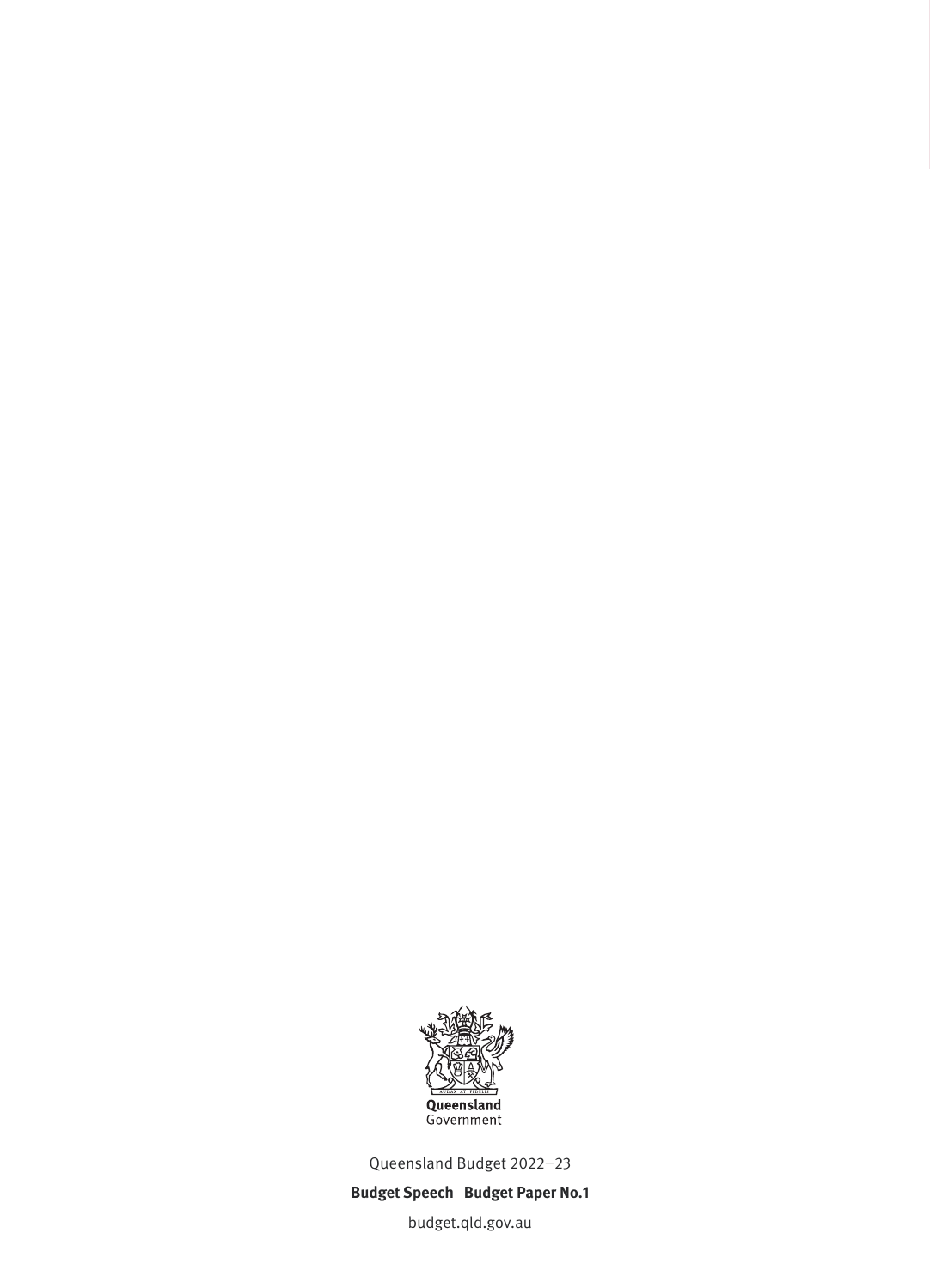Queensland Government

Queensland Budget 2022–23

**Budget Speech Budget Paper No.1**

budget.qld.gov.au